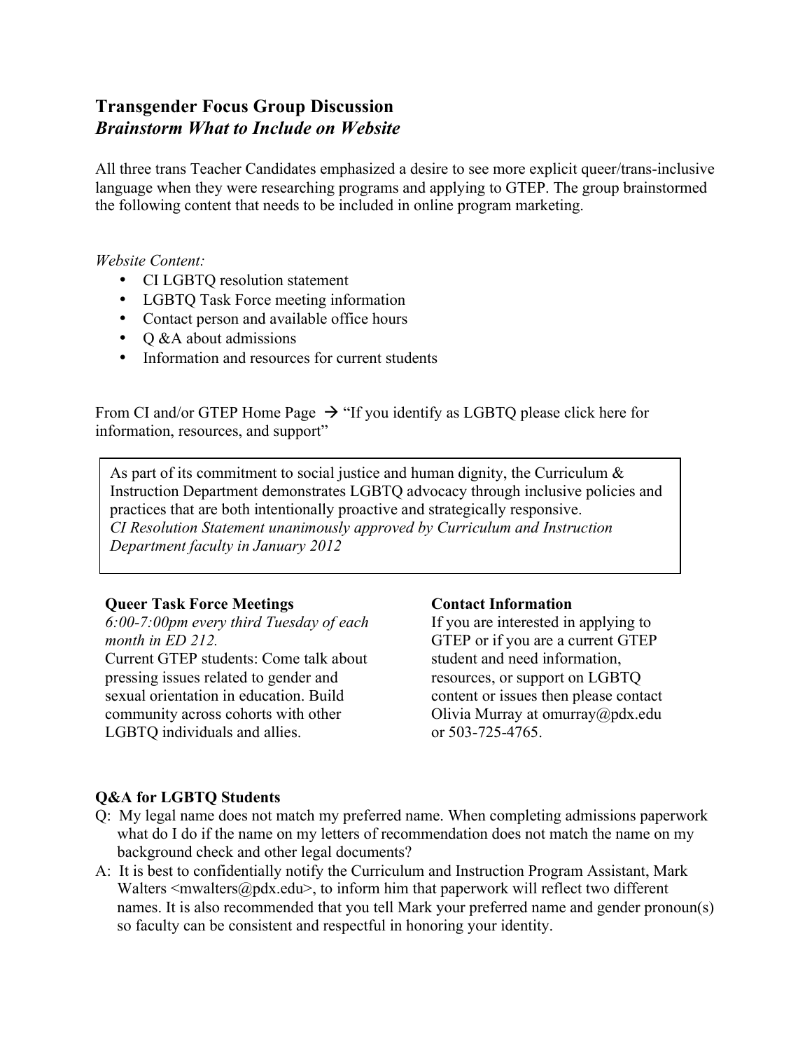## Transgender Focus Group Discussion
### *Brainstorm What to Include on Website*

All three trans Teacher Candidates emphasized a desire to see more explicit queer/trans-inclusive language when they were researching programs and applying to GTEP. The group brainstormed the following content that needs to be included in online program marketing.

*Website Content:*

- CI LGBTQ resolution statement
- LGBTQ Task Force meeting information
- Contact person and available office hours
- Q &A about admissions
- Information and resources for current students

From CI and/or GTEP Home Page → "If you identify as LGBTQ please click here for information, resources, and support"

> As part of its commitment to social justice and human dignity, the Curriculum & Instruction Department demonstrates LGBTQ advocacy through inclusive policies and practices that are both intentionally proactive and strategically responsive.
> *CI Resolution Statement unanimously approved by Curriculum and Instruction Department faculty in January 2012*

**Queer Task Force Meetings**
*6:00-7:00pm every third Tuesday of each month in ED 212.*
Current GTEP students: Come talk about pressing issues related to gender and sexual orientation in education. Build community across cohorts with other LGBTQ individuals and allies.

**Contact Information**
If you are interested in applying to GTEP or if you are a current GTEP student and need information, resources, or support on LGBTQ content or issues then please contact Olivia Murray at omurray@pdx.edu or 503-725-4765.

**Q&A for LGBTQ Students**

Q: My legal name does not match my preferred name. When completing admissions paperwork what do I do if the name on my letters of recommendation does not match the name on my background check and other legal documents?

A: It is best to confidentially notify the Curriculum and Instruction Program Assistant, Mark Walters <mwalters@pdx.edu>, to inform him that paperwork will reflect two different names. It is also recommended that you tell Mark your preferred name and gender pronoun(s) so faculty can be consistent and respectful in honoring your identity.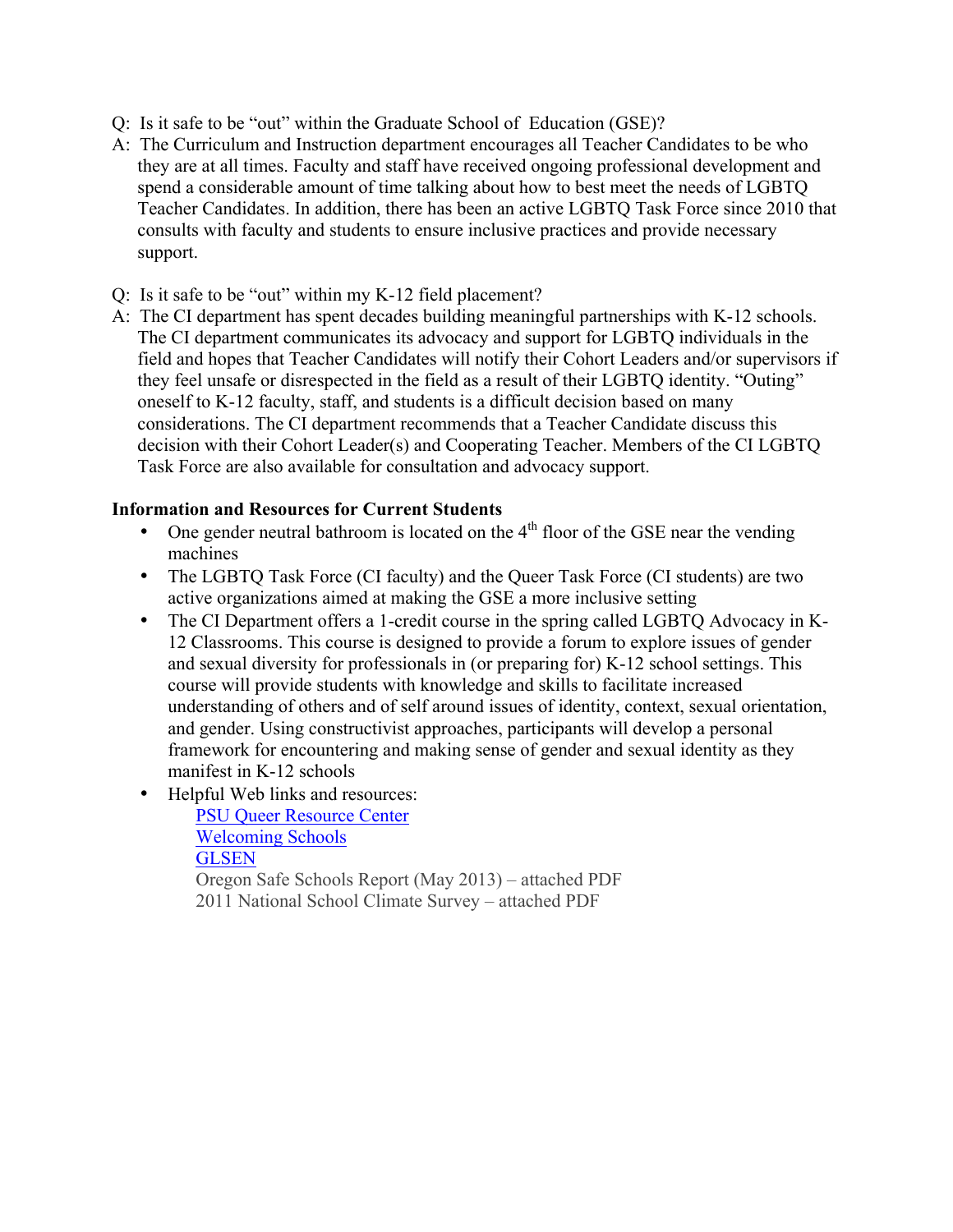Q: Is it safe to be "out" within the Graduate School of Education (GSE)?

A: The Curriculum and Instruction department encourages all Teacher Candidates to be who they are at all times. Faculty and staff have received ongoing professional development and spend a considerable amount of time talking about how to best meet the needs of LGBTQ Teacher Candidates. In addition, there has been an active LGBTQ Task Force since 2010 that consults with faculty and students to ensure inclusive practices and provide necessary support.

Q: Is it safe to be "out" within my K-12 field placement?

A: The CI department has spent decades building meaningful partnerships with K-12 schools. The CI department communicates its advocacy and support for LGBTQ individuals in the field and hopes that Teacher Candidates will notify their Cohort Leaders and/or supervisors if they feel unsafe or disrespected in the field as a result of their LGBTQ identity. "Outing" oneself to K-12 faculty, staff, and students is a difficult decision based on many considerations. The CI department recommends that a Teacher Candidate discuss this decision with their Cohort Leader(s) and Cooperating Teacher. Members of the CI LGBTQ Task Force are also available for consultation and advocacy support.

**Information and Resources for Current Students**

- One gender neutral bathroom is located on the 4th floor of the GSE near the vending machines
- The LGBTQ Task Force (CI faculty) and the Queer Task Force (CI students) are two active organizations aimed at making the GSE a more inclusive setting
- The CI Department offers a 1-credit course in the spring called LGBTQ Advocacy in K-12 Classrooms. This course is designed to provide a forum to explore issues of gender and sexual diversity for professionals in (or preparing for) K-12 school settings. This course will provide students with knowledge and skills to facilitate increased understanding of others and of self around issues of identity, context, sexual orientation, and gender. Using constructivist approaches, participants will develop a personal framework for encountering and making sense of gender and sexual identity as they manifest in K-12 schools
- Helpful Web links and resources:
  - PSU Queer Resource Center
  - Welcoming Schools
  - GLSEN
  - Oregon Safe Schools Report (May 2013) – attached PDF
  - 2011 National School Climate Survey – attached PDF